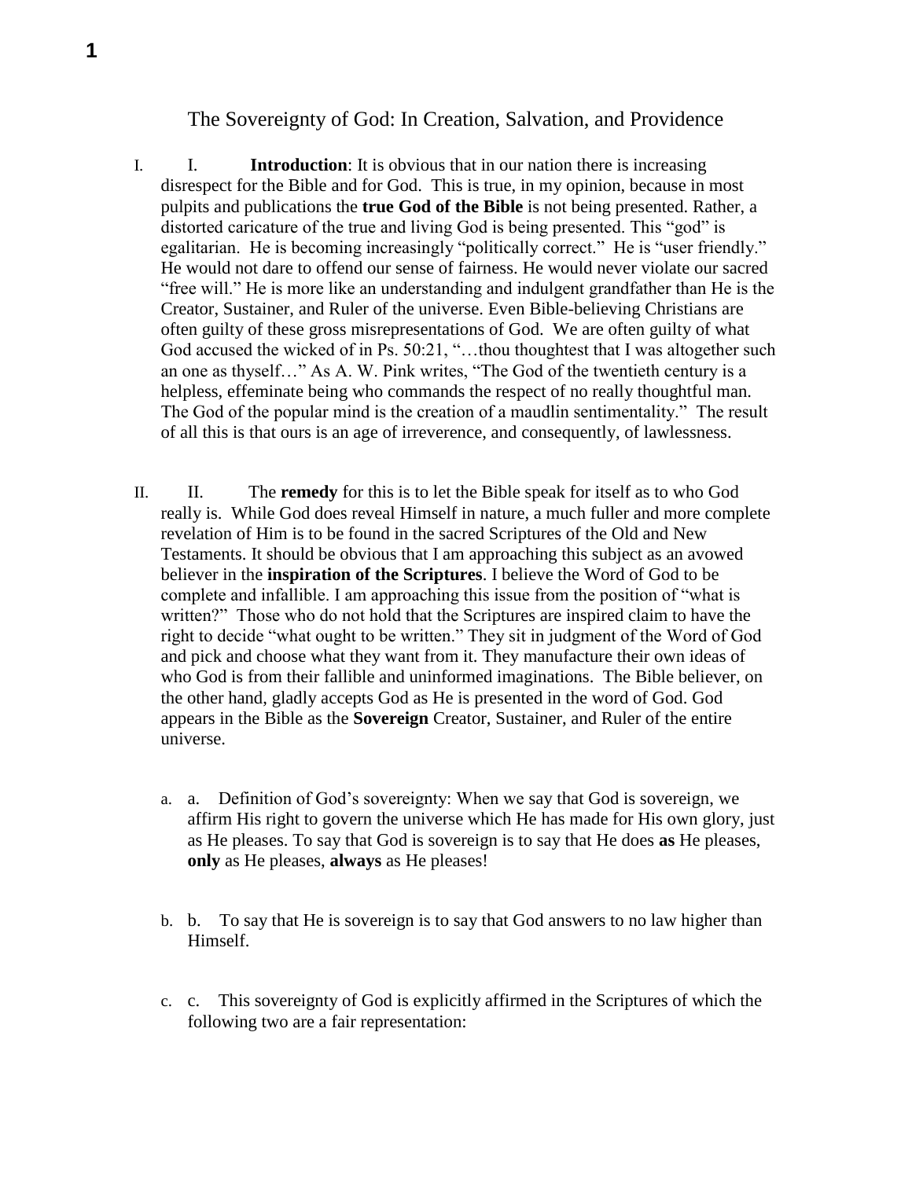# The Sovereignty of God: In Creation, Salvation, and Providence

I. **Introduction**: It is obvious that in our nation there is increasing disrespect for the Bible and for God. This is true, in my opinion, because in most pulpits and publications the **true God of the Bible** is not being presented. Rather, a distorted caricature of the true and living God is being presented. This "god" is egalitarian. He is becoming increasingly "politically correct." He is "user friendly." He would not dare to offend our sense of fairness. He would never violate our sacred "free will." He is more like an understanding and indulgent grandfather than He is the Creator, Sustainer, and Ruler of the universe. Even Bible-believing Christians are often guilty of these gross misrepresentations of God. We are often guilty of what God accused the wicked of in Ps. 50:21, "…thou thoughtest that I was altogether such an one as thyself…" As A. W. Pink writes, "The God of the twentieth century is a helpless, effeminate being who commands the respect of no really thoughtful man. The God of the popular mind is the creation of a maudlin sentimentality." The result of all this is that ours is an age of irreverence, and consequently, of lawlessness.

II. The **remedy** for this is to let the Bible speak for itself as to who God really is. While God does reveal Himself in nature, a much fuller and more complete revelation of Him is to be found in the sacred Scriptures of the Old and New Testaments. It should be obvious that I am approaching this subject as an avowed believer in the **inspiration of the Scriptures**. I believe the Word of God to be complete and infallible. I am approaching this issue from the position of "what is written?" Those who do not hold that the Scriptures are inspired claim to have the right to decide "what ought to be written." They sit in judgment of the Word of God and pick and choose what they want from it. They manufacture their own ideas of who God is from their fallible and uninformed imaginations. The Bible believer, on the other hand, gladly accepts God as He is presented in the word of God. God appears in the Bible as the **Sovereign** Creator, Sustainer, and Ruler of the entire universe.

   a. Definition of God's sovereignty: When we say that God is sovereign, we affirm His right to govern the universe which He has made for His own glory, just as He pleases. To say that God is sovereign is to say that He does **as** He pleases, **only** as He pleases, **always** as He pleases!

   b. To say that He is sovereign is to say that God answers to no law higher than Himself.

   c. This sovereignty of God is explicitly affirmed in the Scriptures of which the following two are a fair representation: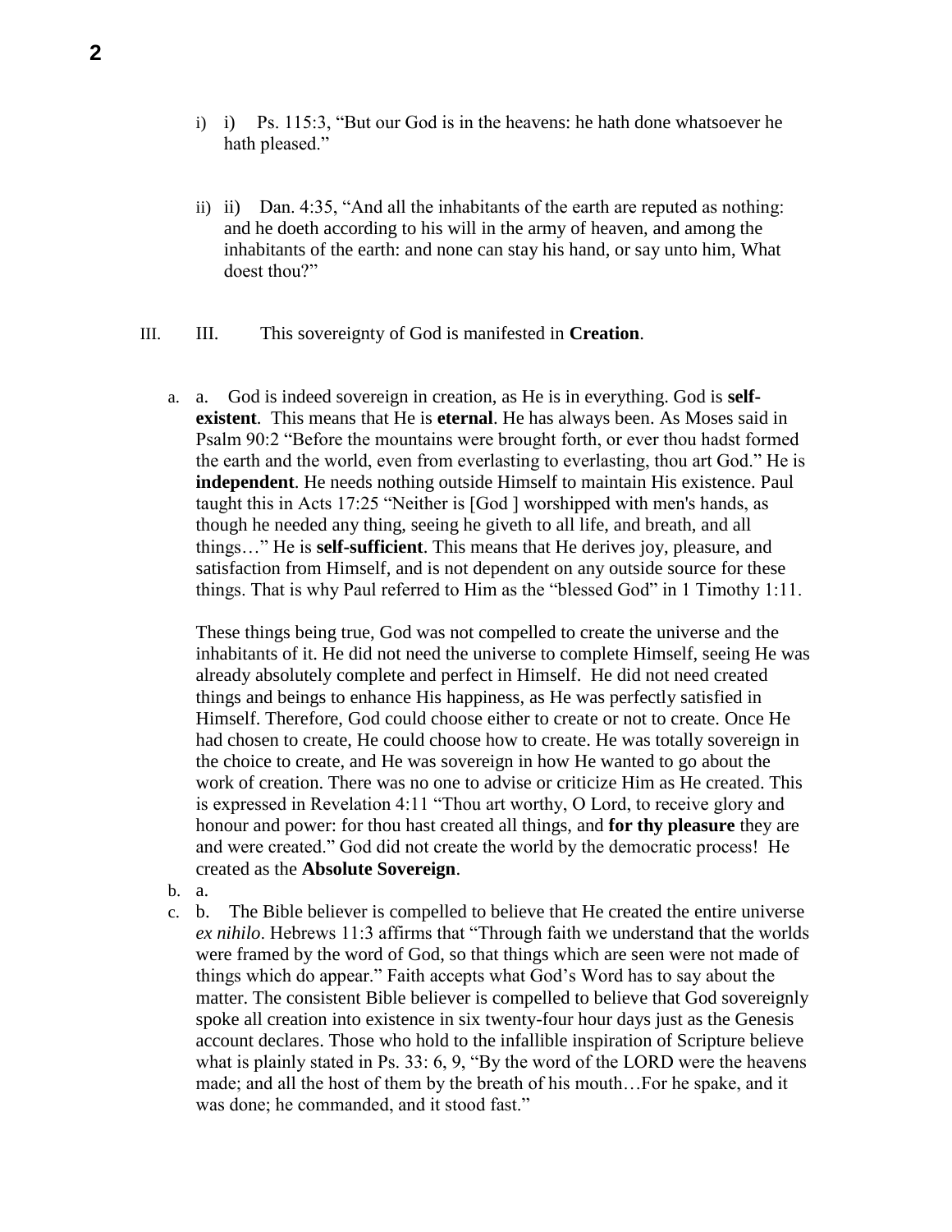i) Ps. 115:3, "But our God is in the heavens: he hath done whatsoever he hath pleased."

ii) Dan. 4:35, "And all the inhabitants of the earth are reputed as nothing: and he doeth according to his will in the army of heaven, and among the inhabitants of the earth: and none can stay his hand, or say unto him, What doest thou?"

III. This sovereignty of God is manifested in **Creation**.

a. God is indeed sovereign in creation, as He is in everything. God is **self-existent**. This means that He is **eternal**. He has always been. As Moses said in Psalm 90:2 "Before the mountains were brought forth, or ever thou hadst formed the earth and the world, even from everlasting to everlasting, thou art God." He is **independent**. He needs nothing outside Himself to maintain His existence. Paul taught this in Acts 17:25 "Neither is [God ] worshipped with men's hands, as though he needed any thing, seeing he giveth to all life, and breath, and all things…" He is **self-sufficient**. This means that He derives joy, pleasure, and satisfaction from Himself, and is not dependent on any outside source for these things. That is why Paul referred to Him as the "blessed God" in 1 Timothy 1:11.

These things being true, God was not compelled to create the universe and the inhabitants of it. He did not need the universe to complete Himself, seeing He was already absolutely complete and perfect in Himself. He did not need created things and beings to enhance His happiness, as He was perfectly satisfied in Himself. Therefore, God could choose either to create or not to create. Once He had chosen to create, He could choose how to create. He was totally sovereign in the choice to create, and He was sovereign in how He wanted to go about the work of creation. There was no one to advise or criticize Him as He created. This is expressed in Revelation 4:11 "Thou art worthy, O Lord, to receive glory and honour and power: for thou hast created all things, and **for thy pleasure** they are and were created." God did not create the world by the democratic process! He created as the **Absolute Sovereign**.

b. The Bible believer is compelled to believe that He created the entire universe *ex nihilo*. Hebrews 11:3 affirms that "Through faith we understand that the worlds were framed by the word of God, so that things which are seen were not made of things which do appear." Faith accepts what God's Word has to say about the matter. The consistent Bible believer is compelled to believe that God sovereignly spoke all creation into existence in six twenty-four hour days just as the Genesis account declares. Those who hold to the infallible inspiration of Scripture believe what is plainly stated in Ps. 33: 6, 9, "By the word of the LORD were the heavens made; and all the host of them by the breath of his mouth…For he spake, and it was done; he commanded, and it stood fast."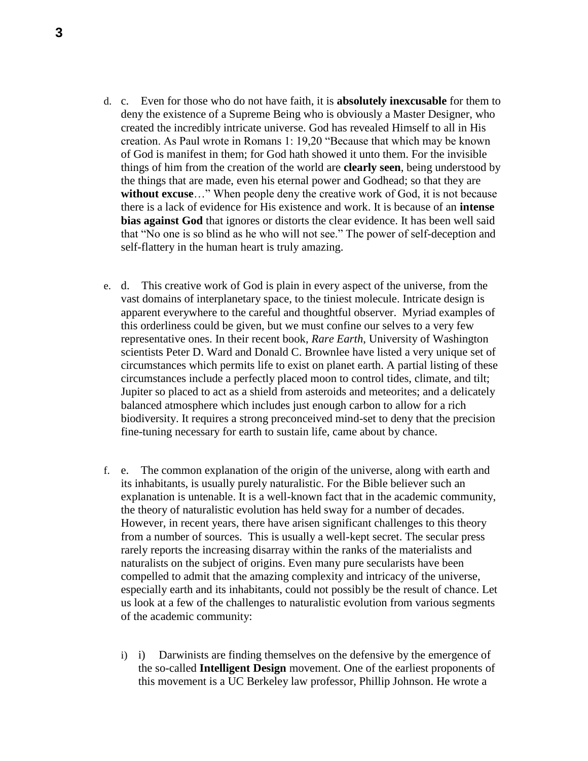d. c. Even for those who do not have faith, it is **absolutely inexcusable** for them to deny the existence of a Supreme Being who is obviously a Master Designer, who created the incredibly intricate universe. God has revealed Himself to all in His creation. As Paul wrote in Romans 1: 19,20 "Because that which may be known of God is manifest in them; for God hath showed it unto them. For the invisible things of him from the creation of the world are **clearly seen**, being understood by the things that are made, even his eternal power and Godhead; so that they are **without excuse**…" When people deny the creative work of God, it is not because there is a lack of evidence for His existence and work. It is because of an **intense bias against God** that ignores or distorts the clear evidence. It has been well said that "No one is so blind as he who will not see." The power of self-deception and self-flattery in the human heart is truly amazing.

e. d. This creative work of God is plain in every aspect of the universe, from the vast domains of interplanetary space, to the tiniest molecule. Intricate design is apparent everywhere to the careful and thoughtful observer. Myriad examples of this orderliness could be given, but we must confine our selves to a very few representative ones. In their recent book, *Rare Earth*, University of Washington scientists Peter D. Ward and Donald C. Brownlee have listed a very unique set of circumstances which permits life to exist on planet earth. A partial listing of these circumstances include a perfectly placed moon to control tides, climate, and tilt; Jupiter so placed to act as a shield from asteroids and meteorites; and a delicately balanced atmosphere which includes just enough carbon to allow for a rich biodiversity. It requires a strong preconceived mind-set to deny that the precision fine-tuning necessary for earth to sustain life, came about by chance.

f. e. The common explanation of the origin of the universe, along with earth and its inhabitants, is usually purely naturalistic. For the Bible believer such an explanation is untenable. It is a well-known fact that in the academic community, the theory of naturalistic evolution has held sway for a number of decades. However, in recent years, there have arisen significant challenges to this theory from a number of sources. This is usually a well-kept secret. The secular press rarely reports the increasing disarray within the ranks of the materialists and naturalists on the subject of origins. Even many pure secularists have been compelled to admit that the amazing complexity and intricacy of the universe, especially earth and its inhabitants, could not possibly be the result of chance. Let us look at a few of the challenges to naturalistic evolution from various segments of the academic community:

i) i) Darwinists are finding themselves on the defensive by the emergence of the so-called **Intelligent Design** movement. One of the earliest proponents of this movement is a UC Berkeley law professor, Phillip Johnson. He wrote a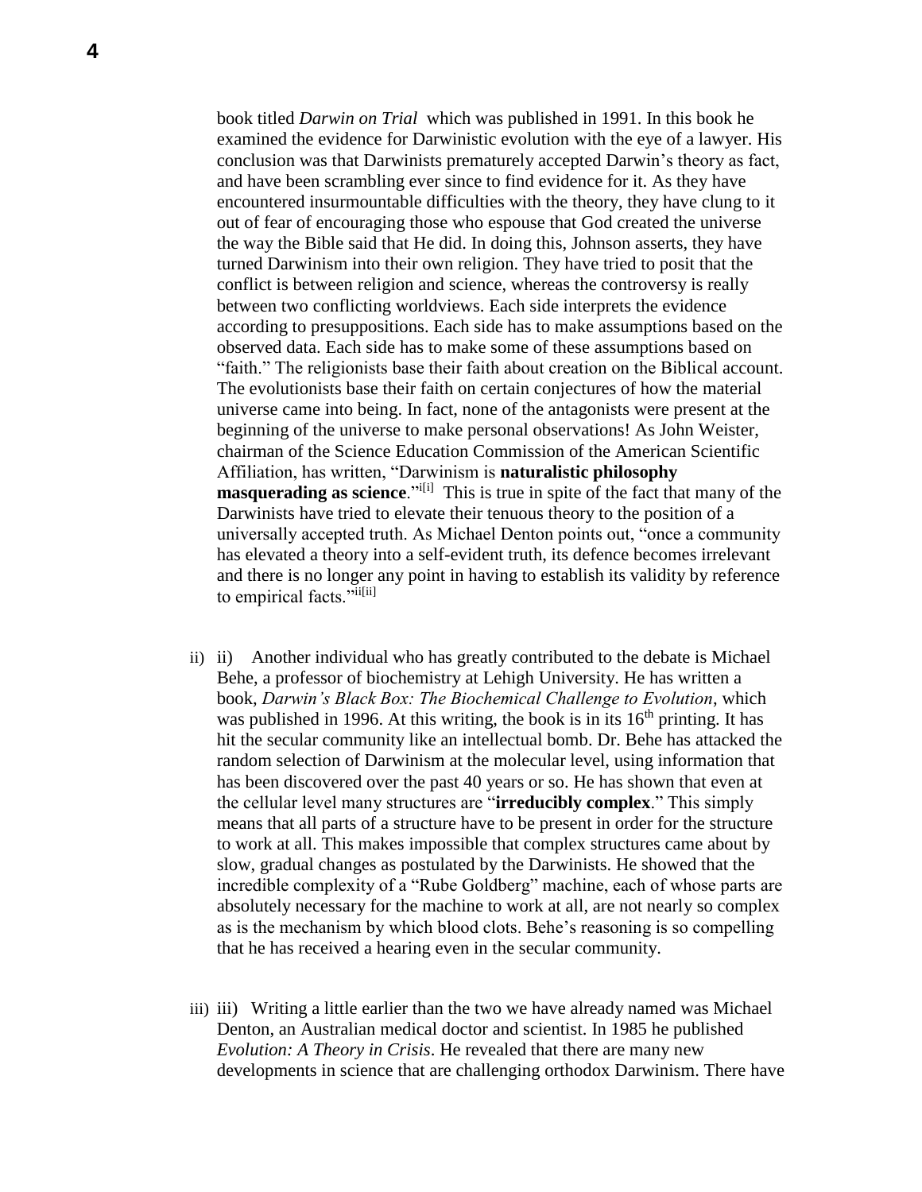book titled *Darwin on Trial* which was published in 1991. In this book he examined the evidence for Darwinistic evolution with the eye of a lawyer. His conclusion was that Darwinists prematurely accepted Darwin's theory as fact, and have been scrambling ever since to find evidence for it. As they have encountered insurmountable difficulties with the theory, they have clung to it out of fear of encouraging those who espouse that God created the universe the way the Bible said that He did. In doing this, Johnson asserts, they have turned Darwinism into their own religion. They have tried to posit that the conflict is between religion and science, whereas the controversy is really between two conflicting worldviews. Each side interprets the evidence according to presuppositions. Each side has to make assumptions based on the observed data. Each side has to make some of these assumptions based on "faith." The religionists base their faith about creation on the Biblical account. The evolutionists base their faith on certain conjectures of how the material universe came into being. In fact, none of the antagonists were present at the beginning of the universe to make personal observations! As John Weister, chairman of the Science Education Commission of the American Scientific Affiliation, has written, "Darwinism is **naturalistic philosophy masquerading as science**."[i][i] This is true in spite of the fact that many of the Darwinists have tried to elevate their tenuous theory to the position of a universally accepted truth. As Michael Denton points out, "once a community has elevated a theory into a self-evident truth, its defence becomes irrelevant and there is no longer any point in having to establish its validity by reference to empirical facts."[ii][ii]

ii) ii) Another individual who has greatly contributed to the debate is Michael Behe, a professor of biochemistry at Lehigh University. He has written a book, *Darwin's Black Box: The Biochemical Challenge to Evolution*, which was published in 1996. At this writing, the book is in its 16th printing. It has hit the secular community like an intellectual bomb. Dr. Behe has attacked the random selection of Darwinism at the molecular level, using information that has been discovered over the past 40 years or so. He has shown that even at the cellular level many structures are "**irreducibly complex**." This simply means that all parts of a structure have to be present in order for the structure to work at all. This makes impossible that complex structures came about by slow, gradual changes as postulated by the Darwinists. He showed that the incredible complexity of a "Rube Goldberg" machine, each of whose parts are absolutely necessary for the machine to work at all, are not nearly so complex as is the mechanism by which blood clots. Behe's reasoning is so compelling that he has received a hearing even in the secular community.

iii) iii) Writing a little earlier than the two we have already named was Michael Denton, an Australian medical doctor and scientist. In 1985 he published *Evolution: A Theory in Crisis*. He revealed that there are many new developments in science that are challenging orthodox Darwinism. There have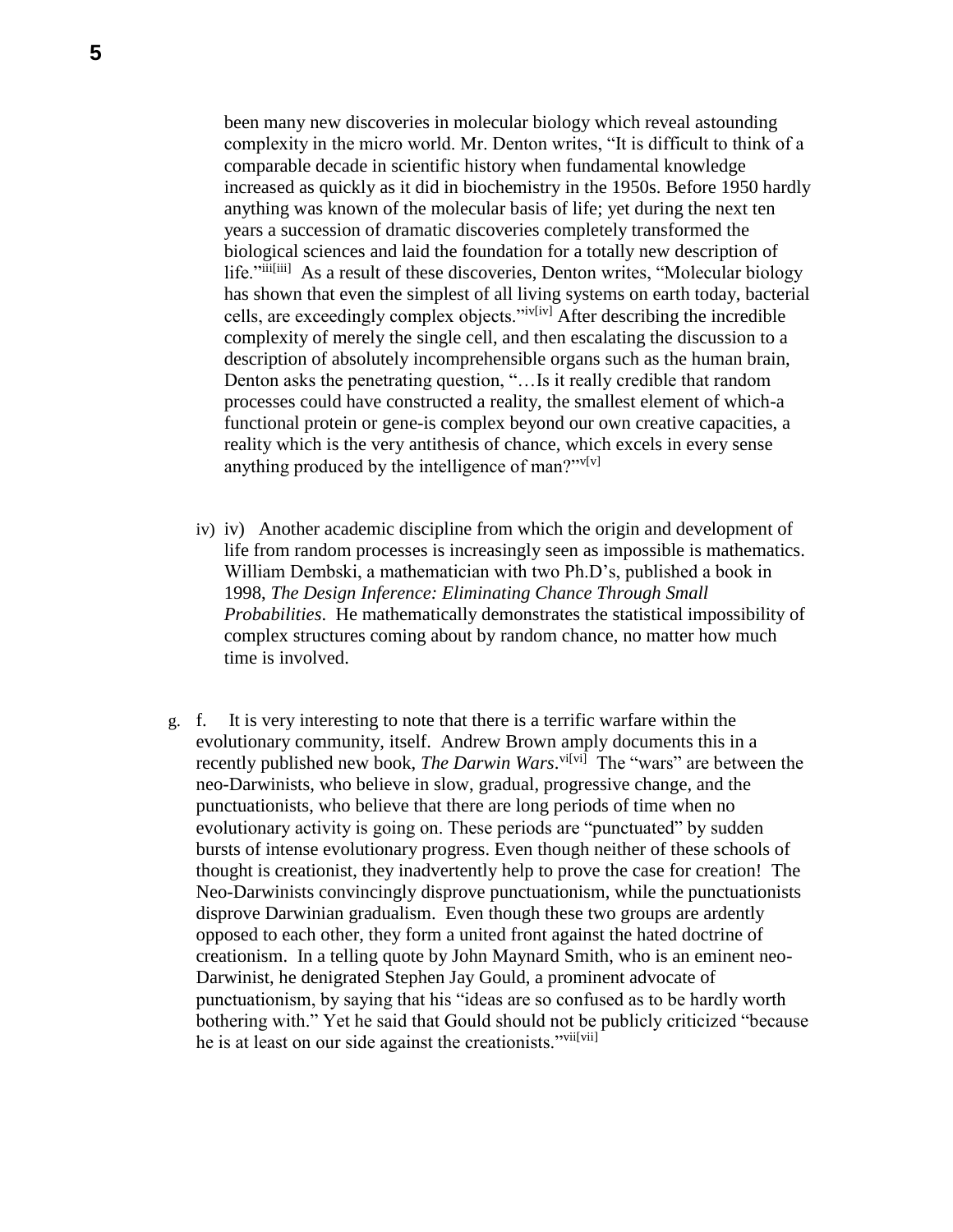been many new discoveries in molecular biology which reveal astounding complexity in the micro world. Mr. Denton writes, "It is difficult to think of a comparable decade in scientific history when fundamental knowledge increased as quickly as it did in biochemistry in the 1950s. Before 1950 hardly anything was known of the molecular basis of life; yet during the next ten years a succession of dramatic discoveries completely transformed the biological sciences and laid the foundation for a totally new description of life."[iii][iii] As a result of these discoveries, Denton writes, "Molecular biology has shown that even the simplest of all living systems on earth today, bacterial cells, are exceedingly complex objects."[iv][iv] After describing the incredible complexity of merely the single cell, and then escalating the discussion to a description of absolutely incomprehensible organs such as the human brain, Denton asks the penetrating question, "…Is it really credible that random processes could have constructed a reality, the smallest element of which-a functional protein or gene-is complex beyond our own creative capacities, a reality which is the very antithesis of chance, which excels in every sense anything produced by the intelligence of man?"[v][v]

iv) iv) Another academic discipline from which the origin and development of life from random processes is increasingly seen as impossible is mathematics. William Dembski, a mathematician with two Ph.D's, published a book in 1998, *The Design Inference: Eliminating Chance Through Small Probabilities*. He mathematically demonstrates the statistical impossibility of complex structures coming about by random chance, no matter how much time is involved.

g. f. It is very interesting to note that there is a terrific warfare within the evolutionary community, itself. Andrew Brown amply documents this in a recently published new book, *The Darwin Wars*.[vi][vi] The "wars" are between the neo-Darwinists, who believe in slow, gradual, progressive change, and the punctuationists, who believe that there are long periods of time when no evolutionary activity is going on. These periods are "punctuated" by sudden bursts of intense evolutionary progress. Even though neither of these schools of thought is creationist, they inadvertently help to prove the case for creation! The Neo-Darwinists convincingly disprove punctuationism, while the punctuationists disprove Darwinian gradualism. Even though these two groups are ardently opposed to each other, they form a united front against the hated doctrine of creationism. In a telling quote by John Maynard Smith, who is an eminent neo-Darwinist, he denigrated Stephen Jay Gould, a prominent advocate of punctuationism, by saying that his "ideas are so confused as to be hardly worth bothering with." Yet he said that Gould should not be publicly criticized "because he is at least on our side against the creationists."[vii][vii]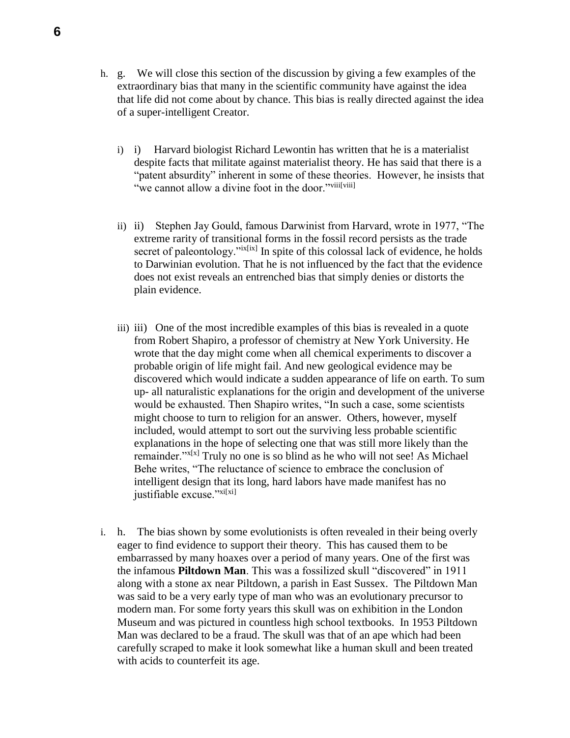h. g. We will close this section of the discussion by giving a few examples of the extraordinary bias that many in the scientific community have against the idea that life did not come about by chance. This bias is really directed against the idea of a super-intelligent Creator.

   i) i) Harvard biologist Richard Lewontin has written that he is a materialist despite facts that militate against materialist theory. He has said that there is a "patent absurdity" inherent in some of these theories. However, he insists that "we cannot allow a divine foot in the door."[viii[viii]]

   ii) ii) Stephen Jay Gould, famous Darwinist from Harvard, wrote in 1977, "The extreme rarity of transitional forms in the fossil record persists as the trade secret of paleontology."[ix[ix]] In spite of this colossal lack of evidence, he holds to Darwinian evolution. That he is not influenced by the fact that the evidence does not exist reveals an entrenched bias that simply denies or distorts the plain evidence.

   iii) iii) One of the most incredible examples of this bias is revealed in a quote from Robert Shapiro, a professor of chemistry at New York University. He wrote that the day might come when all chemical experiments to discover a probable origin of life might fail. And new geological evidence may be discovered which would indicate a sudden appearance of life on earth. To sum up- all naturalistic explanations for the origin and development of the universe would be exhausted. Then Shapiro writes, "In such a case, some scientists might choose to turn to religion for an answer. Others, however, myself included, would attempt to sort out the surviving less probable scientific explanations in the hope of selecting one that was still more likely than the remainder."[x[x]] Truly no one is so blind as he who will not see! As Michael Behe writes, "The reluctance of science to embrace the conclusion of intelligent design that its long, hard labors have made manifest has no justifiable excuse."[xi[xi]]

i. h. The bias shown by some evolutionists is often revealed in their being overly eager to find evidence to support their theory. This has caused them to be embarrassed by many hoaxes over a period of many years. One of the first was the infamous **Piltdown Man**. This was a fossilized skull "discovered" in 1911 along with a stone ax near Piltdown, a parish in East Sussex. The Piltdown Man was said to be a very early type of man who was an evolutionary precursor to modern man. For some forty years this skull was on exhibition in the London Museum and was pictured in countless high school textbooks. In 1953 Piltdown Man was declared to be a fraud. The skull was that of an ape which had been carefully scraped to make it look somewhat like a human skull and been treated with acids to counterfeit its age.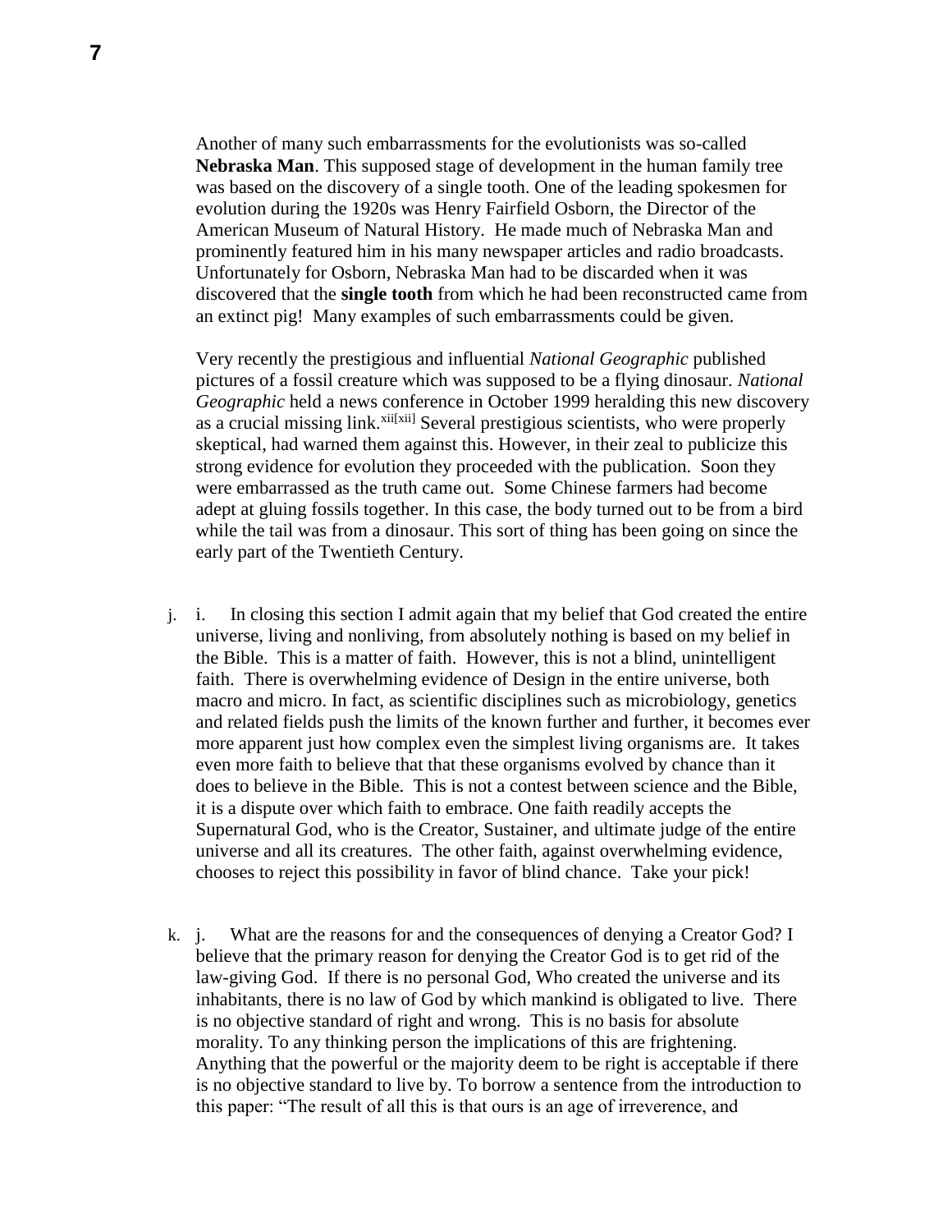Another of many such embarrassments for the evolutionists was so-called **Nebraska Man**. This supposed stage of development in the human family tree was based on the discovery of a single tooth. One of the leading spokesmen for evolution during the 1920s was Henry Fairfield Osborn, the Director of the American Museum of Natural History. He made much of Nebraska Man and prominently featured him in his many newspaper articles and radio broadcasts. Unfortunately for Osborn, Nebraska Man had to be discarded when it was discovered that the **single tooth** from which he had been reconstructed came from an extinct pig! Many examples of such embarrassments could be given.

Very recently the prestigious and influential *National Geographic* published pictures of a fossil creature which was supposed to be a flying dinosaur. *National Geographic* held a news conference in October 1999 heralding this new discovery as a crucial missing link.[xii[xii]] Several prestigious scientists, who were properly skeptical, had warned them against this. However, in their zeal to publicize this strong evidence for evolution they proceeded with the publication. Soon they were embarrassed as the truth came out. Some Chinese farmers had become adept at gluing fossils together. In this case, the body turned out to be from a bird while the tail was from a dinosaur. This sort of thing has been going on since the early part of the Twentieth Century.

j. i. In closing this section I admit again that my belief that God created the entire universe, living and nonliving, from absolutely nothing is based on my belief in the Bible. This is a matter of faith. However, this is not a blind, unintelligent faith. There is overwhelming evidence of Design in the entire universe, both macro and micro. In fact, as scientific disciplines such as microbiology, genetics and related fields push the limits of the known further and further, it becomes ever more apparent just how complex even the simplest living organisms are. It takes even more faith to believe that that these organisms evolved by chance than it does to believe in the Bible. This is not a contest between science and the Bible, it is a dispute over which faith to embrace. One faith readily accepts the Supernatural God, who is the Creator, Sustainer, and ultimate judge of the entire universe and all its creatures. The other faith, against overwhelming evidence, chooses to reject this possibility in favor of blind chance. Take your pick!

k. j. What are the reasons for and the consequences of denying a Creator God? I believe that the primary reason for denying the Creator God is to get rid of the law-giving God. If there is no personal God, Who created the universe and its inhabitants, there is no law of God by which mankind is obligated to live. There is no objective standard of right and wrong. This is no basis for absolute morality. To any thinking person the implications of this are frightening. Anything that the powerful or the majority deem to be right is acceptable if there is no objective standard to live by. To borrow a sentence from the introduction to this paper: "The result of all this is that ours is an age of irreverence, and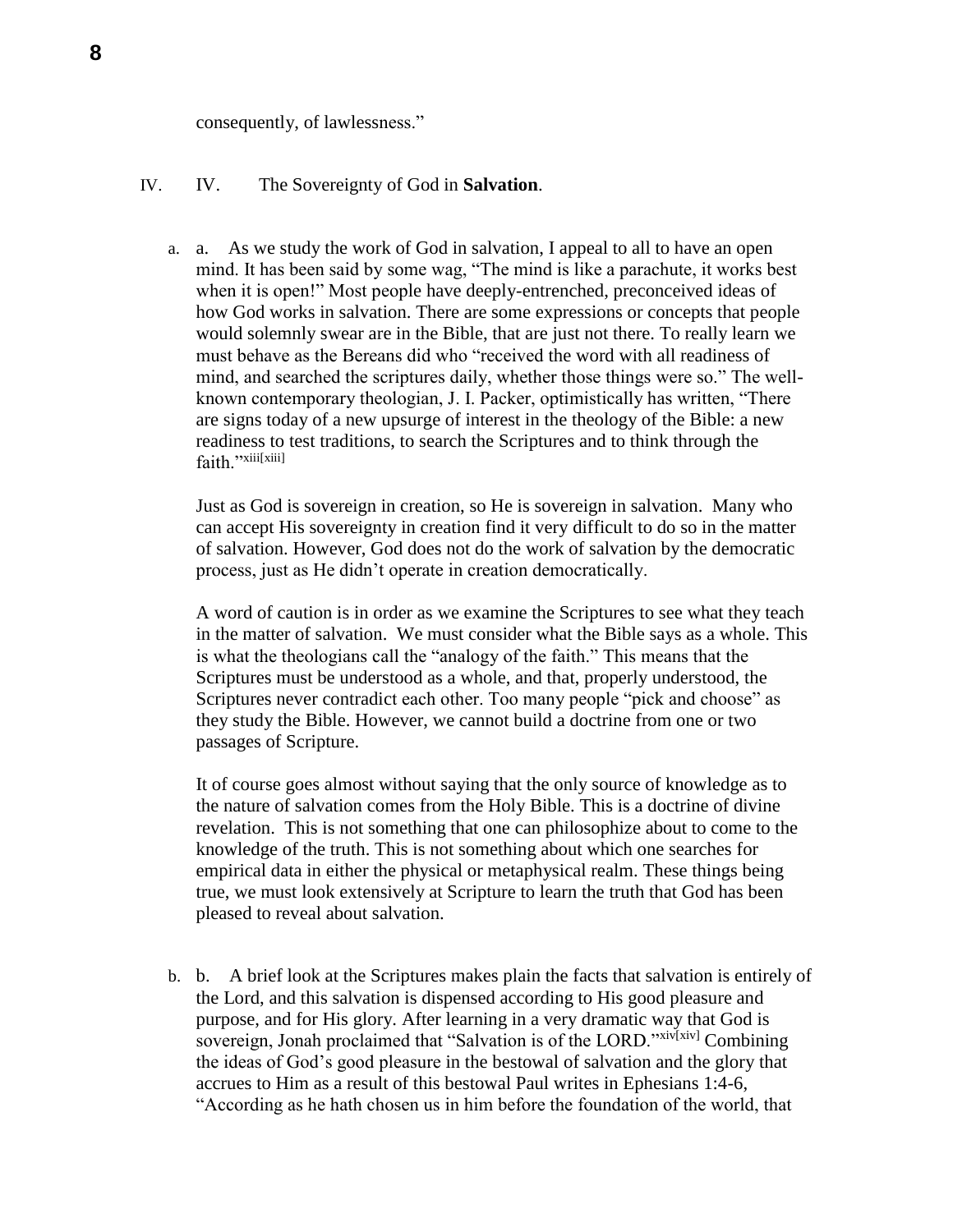consequently, of lawlessness."

IV. IV. The Sovereignty of God in **Salvation**.

a. a. As we study the work of God in salvation, I appeal to all to have an open mind. It has been said by some wag, "The mind is like a parachute, it works best when it is open!" Most people have deeply-entrenched, preconceived ideas of how God works in salvation. There are some expressions or concepts that people would solemnly swear are in the Bible, that are just not there. To really learn we must behave as the Bereans did who "received the word with all readiness of mind, and searched the scriptures daily, whether those things were so." The well-known contemporary theologian, J. I. Packer, optimistically has written, "There are signs today of a new upsurge of interest in the theology of the Bible: a new readiness to test traditions, to search the Scriptures and to think through the faith."[xiii[xiii]]

Just as God is sovereign in creation, so He is sovereign in salvation. Many who can accept His sovereignty in creation find it very difficult to do so in the matter of salvation. However, God does not do the work of salvation by the democratic process, just as He didn't operate in creation democratically.

A word of caution is in order as we examine the Scriptures to see what they teach in the matter of salvation. We must consider what the Bible says as a whole. This is what the theologians call the "analogy of the faith." This means that the Scriptures must be understood as a whole, and that, properly understood, the Scriptures never contradict each other. Too many people "pick and choose" as they study the Bible. However, we cannot build a doctrine from one or two passages of Scripture.

It of course goes almost without saying that the only source of knowledge as to the nature of salvation comes from the Holy Bible. This is a doctrine of divine revelation. This is not something that one can philosophize about to come to the knowledge of the truth. This is not something about which one searches for empirical data in either the physical or metaphysical realm. These things being true, we must look extensively at Scripture to learn the truth that God has been pleased to reveal about salvation.

b. b. A brief look at the Scriptures makes plain the facts that salvation is entirely of the Lord, and this salvation is dispensed according to His good pleasure and purpose, and for His glory. After learning in a very dramatic way that God is sovereign, Jonah proclaimed that "Salvation is of the LORD."[xiv[xiv]] Combining the ideas of God's good pleasure in the bestowal of salvation and the glory that accrues to Him as a result of this bestowal Paul writes in Ephesians 1:4-6, "According as he hath chosen us in him before the foundation of the world, that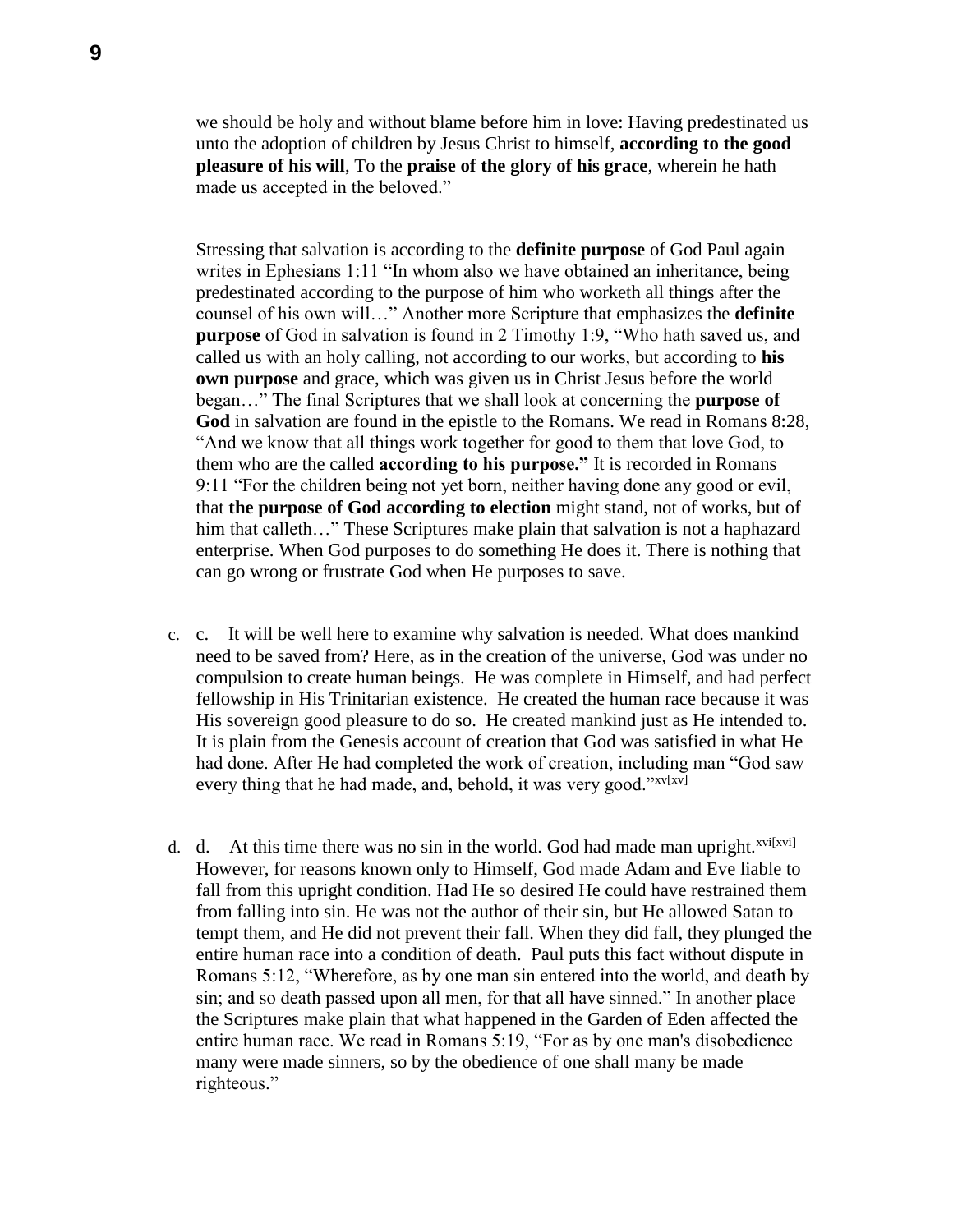we should be holy and without blame before him in love: Having predestinated us unto the adoption of children by Jesus Christ to himself, **according to the good pleasure of his will**, To the **praise of the glory of his grace**, wherein he hath made us accepted in the beloved."

Stressing that salvation is according to the **definite purpose** of God Paul again writes in Ephesians 1:11 "In whom also we have obtained an inheritance, being predestinated according to the purpose of him who worketh all things after the counsel of his own will…" Another more Scripture that emphasizes the **definite purpose** of God in salvation is found in 2 Timothy 1:9, "Who hath saved us, and called us with an holy calling, not according to our works, but according to **his own purpose** and grace, which was given us in Christ Jesus before the world began…" The final Scriptures that we shall look at concerning the **purpose of God** in salvation are found in the epistle to the Romans. We read in Romans 8:28, "And we know that all things work together for good to them that love God, to them who are the called **according to his purpose."** It is recorded in Romans 9:11 "For the children being not yet born, neither having done any good or evil, that **the purpose of God according to election** might stand, not of works, but of him that calleth…" These Scriptures make plain that salvation is not a haphazard enterprise. When God purposes to do something He does it. There is nothing that can go wrong or frustrate God when He purposes to save.

c. c. It will be well here to examine why salvation is needed. What does mankind need to be saved from? Here, as in the creation of the universe, God was under no compulsion to create human beings. He was complete in Himself, and had perfect fellowship in His Trinitarian existence. He created the human race because it was His sovereign good pleasure to do so. He created mankind just as He intended to. It is plain from the Genesis account of creation that God was satisfied in what He had done. After He had completed the work of creation, including man "God saw every thing that he had made, and, behold, it was very good."[xv[xv]]

d. d. At this time there was no sin in the world. God had made man upright.[xvi[xvi]] However, for reasons known only to Himself, God made Adam and Eve liable to fall from this upright condition. Had He so desired He could have restrained them from falling into sin. He was not the author of their sin, but He allowed Satan to tempt them, and He did not prevent their fall. When they did fall, they plunged the entire human race into a condition of death. Paul puts this fact without dispute in Romans 5:12, "Wherefore, as by one man sin entered into the world, and death by sin; and so death passed upon all men, for that all have sinned." In another place the Scriptures make plain that what happened in the Garden of Eden affected the entire human race. We read in Romans 5:19, "For as by one man's disobedience many were made sinners, so by the obedience of one shall many be made righteous."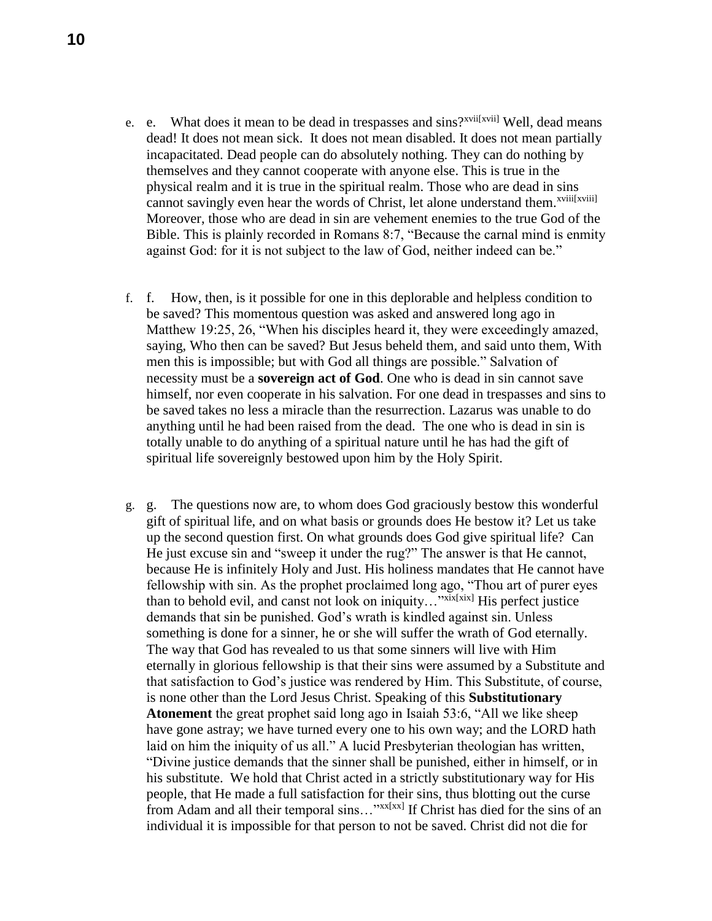e. e. What does it mean to be dead in trespasses and sins?[xvii[xvii]] Well, dead means dead! It does not mean sick. It does not mean disabled. It does not mean partially incapacitated. Dead people can do absolutely nothing. They can do nothing by themselves and they cannot cooperate with anyone else. This is true in the physical realm and it is true in the spiritual realm. Those who are dead in sins cannot savingly even hear the words of Christ, let alone understand them.[xviii[xviii]] Moreover, those who are dead in sin are vehement enemies to the true God of the Bible. This is plainly recorded in Romans 8:7, "Because the carnal mind is enmity against God: for it is not subject to the law of God, neither indeed can be."

f. f. How, then, is it possible for one in this deplorable and helpless condition to be saved? This momentous question was asked and answered long ago in Matthew 19:25, 26, "When his disciples heard it, they were exceedingly amazed, saying, Who then can be saved? But Jesus beheld them, and said unto them, With men this is impossible; but with God all things are possible." Salvation of necessity must be a **sovereign act of God**. One who is dead in sin cannot save himself, nor even cooperate in his salvation. For one dead in trespasses and sins to be saved takes no less a miracle than the resurrection. Lazarus was unable to do anything until he had been raised from the dead. The one who is dead in sin is totally unable to do anything of a spiritual nature until he has had the gift of spiritual life sovereignly bestowed upon him by the Holy Spirit.

g. g. The questions now are, to whom does God graciously bestow this wonderful gift of spiritual life, and on what basis or grounds does He bestow it? Let us take up the second question first. On what grounds does God give spiritual life? Can He just excuse sin and "sweep it under the rug?" The answer is that He cannot, because He is infinitely Holy and Just. His holiness mandates that He cannot have fellowship with sin. As the prophet proclaimed long ago, "Thou art of purer eyes than to behold evil, and canst not look on iniquity…"[xix[xix]] His perfect justice demands that sin be punished. God's wrath is kindled against sin. Unless something is done for a sinner, he or she will suffer the wrath of God eternally. The way that God has revealed to us that some sinners will live with Him eternally in glorious fellowship is that their sins were assumed by a Substitute and that satisfaction to God's justice was rendered by Him. This Substitute, of course, is none other than the Lord Jesus Christ. Speaking of this **Substitutionary Atonement** the great prophet said long ago in Isaiah 53:6, "All we like sheep have gone astray; we have turned every one to his own way; and the LORD hath laid on him the iniquity of us all." A lucid Presbyterian theologian has written, "Divine justice demands that the sinner shall be punished, either in himself, or in his substitute. We hold that Christ acted in a strictly substitutionary way for His people, that He made a full satisfaction for their sins, thus blotting out the curse from Adam and all their temporal sins…"[xx[xx]] If Christ has died for the sins of an individual it is impossible for that person to not be saved. Christ did not die for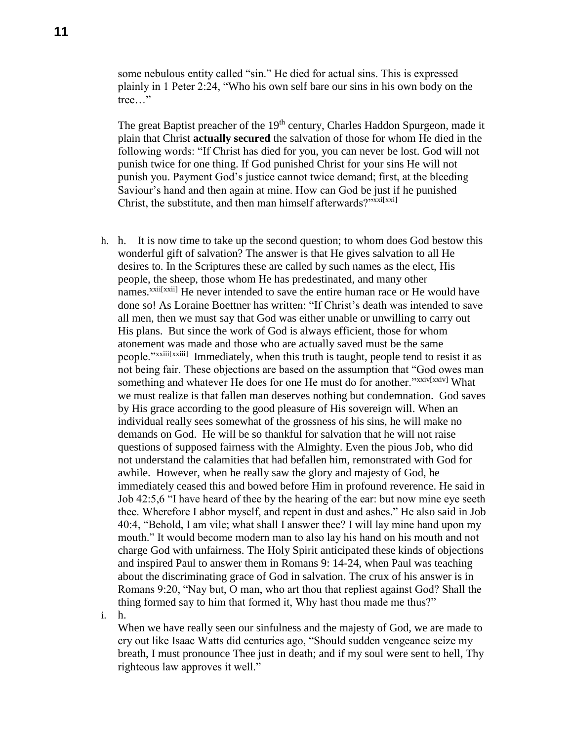some nebulous entity called "sin." He died for actual sins. This is expressed plainly in 1 Peter 2:24, "Who his own self bare our sins in his own body on the tree…"

The great Baptist preacher of the 19th century, Charles Haddon Spurgeon, made it plain that Christ **actually secured** the salvation of those for whom He died in the following words: "If Christ has died for you, you can never be lost. God will not punish twice for one thing. If God punished Christ for your sins He will not punish you. Payment God's justice cannot twice demand; first, at the bleeding Saviour's hand and then again at mine. How can God be just if he punished Christ, the substitute, and then man himself afterwards?"[xxi[xxi]]

h. h. It is now time to take up the second question; to whom does God bestow this wonderful gift of salvation? The answer is that He gives salvation to all He desires to. In the Scriptures these are called by such names as the elect, His people, the sheep, those whom He has predestinated, and many other names.[xxii[xxii]] He never intended to save the entire human race or He would have done so! As Loraine Boettner has written: "If Christ's death was intended to save all men, then we must say that God was either unable or unwilling to carry out His plans. But since the work of God is always efficient, those for whom atonement was made and those who are actually saved must be the same people."[xxiii[xxiii]] Immediately, when this truth is taught, people tend to resist it as not being fair. These objections are based on the assumption that "God owes man something and whatever He does for one He must do for another."[xxiv[xxiv]] What we must realize is that fallen man deserves nothing but condemnation. God saves by His grace according to the good pleasure of His sovereign will. When an individual really sees somewhat of the grossness of his sins, he will make no demands on God. He will be so thankful for salvation that he will not raise questions of supposed fairness with the Almighty. Even the pious Job, who did not understand the calamities that had befallen him, remonstrated with God for awhile. However, when he really saw the glory and majesty of God, he immediately ceased this and bowed before Him in profound reverence. He said in Job 42:5,6 "I have heard of thee by the hearing of the ear: but now mine eye seeth thee. Wherefore I abhor myself, and repent in dust and ashes." He also said in Job 40:4, "Behold, I am vile; what shall I answer thee? I will lay mine hand upon my mouth." It would become modern man to also lay his hand on his mouth and not charge God with unfairness. The Holy Spirit anticipated these kinds of objections and inspired Paul to answer them in Romans 9: 14-24, when Paul was teaching about the discriminating grace of God in salvation. The crux of his answer is in Romans 9:20, "Nay but, O man, who art thou that repliest against God? Shall the thing formed say to him that formed it, Why hast thou made me thus?"

i. h.

When we have really seen our sinfulness and the majesty of God, we are made to cry out like Isaac Watts did centuries ago, "Should sudden vengeance seize my breath, I must pronounce Thee just in death; and if my soul were sent to hell, Thy righteous law approves it well."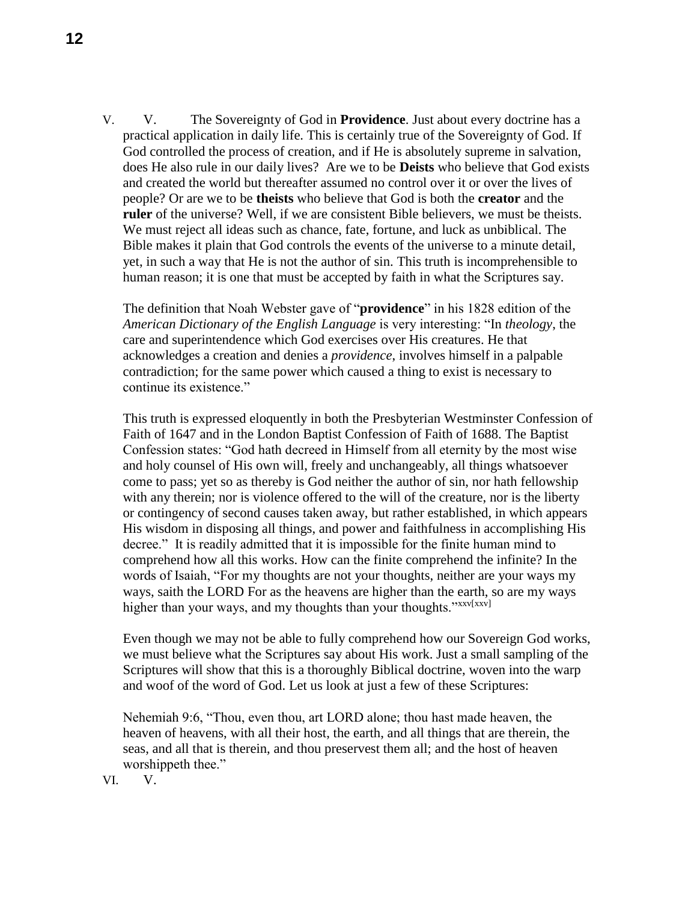V. V. The Sovereignty of God in **Providence**. Just about every doctrine has a practical application in daily life. This is certainly true of the Sovereignty of God. If God controlled the process of creation, and if He is absolutely supreme in salvation, does He also rule in our daily lives? Are we to be **Deists** who believe that God exists and created the world but thereafter assumed no control over it or over the lives of people? Or are we to be **theists** who believe that God is both the **creator** and the **ruler** of the universe? Well, if we are consistent Bible believers, we must be theists. We must reject all ideas such as chance, fate, fortune, and luck as unbiblical. The Bible makes it plain that God controls the events of the universe to a minute detail, yet, in such a way that He is not the author of sin. This truth is incomprehensible to human reason; it is one that must be accepted by faith in what the Scriptures say.

The definition that Noah Webster gave of "**providence**" in his 1828 edition of the *American Dictionary of the English Language* is very interesting: "In *theology*, the care and superintendence which God exercises over His creatures. He that acknowledges a creation and denies a *providence*, involves himself in a palpable contradiction; for the same power which caused a thing to exist is necessary to continue its existence."

This truth is expressed eloquently in both the Presbyterian Westminster Confession of Faith of 1647 and in the London Baptist Confession of Faith of 1688. The Baptist Confession states: "God hath decreed in Himself from all eternity by the most wise and holy counsel of His own will, freely and unchangeably, all things whatsoever come to pass; yet so as thereby is God neither the author of sin, nor hath fellowship with any therein; nor is violence offered to the will of the creature, nor is the liberty or contingency of second causes taken away, but rather established, in which appears His wisdom in disposing all things, and power and faithfulness in accomplishing His decree." It is readily admitted that it is impossible for the finite human mind to comprehend how all this works. How can the finite comprehend the infinite? In the words of Isaiah, "For my thoughts are not your thoughts, neither are your ways my ways, saith the LORD For as the heavens are higher than the earth, so are my ways higher than your ways, and my thoughts than your thoughts."[xxv[xxv]]

Even though we may not be able to fully comprehend how our Sovereign God works, we must believe what the Scriptures say about His work. Just a small sampling of the Scriptures will show that this is a thoroughly Biblical doctrine, woven into the warp and woof of the word of God. Let us look at just a few of these Scriptures:

Nehemiah 9:6, "Thou, even thou, art LORD alone; thou hast made heaven, the heaven of heavens, with all their host, the earth, and all things that are therein, the seas, and all that is therein, and thou preservest them all; and the host of heaven worshippeth thee."

VI. V.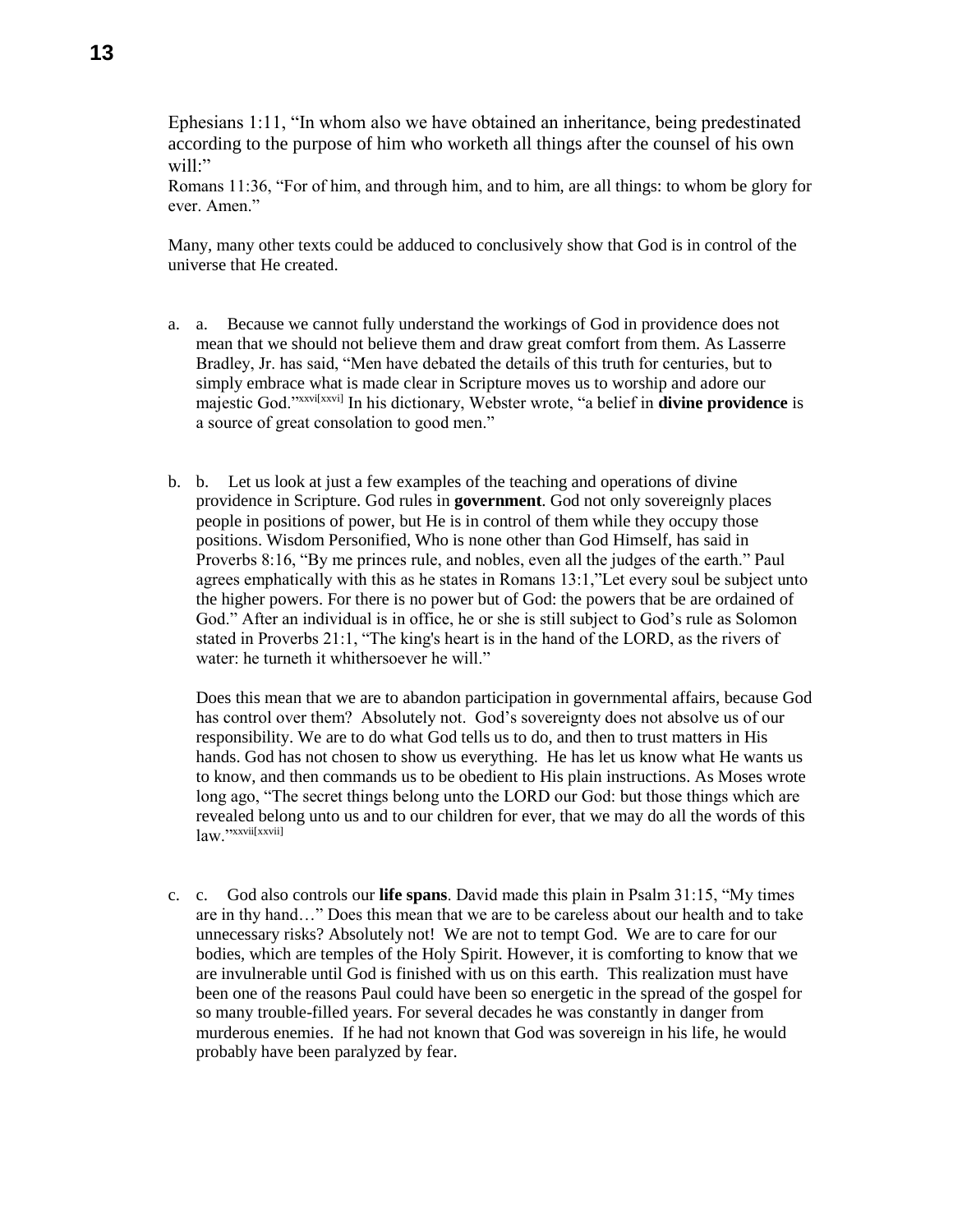Ephesians 1:11, "In whom also we have obtained an inheritance, being predestinated according to the purpose of him who worketh all things after the counsel of his own will:"
Romans 11:36, "For of him, and through him, and to him, are all things: to whom be glory for ever. Amen."

Many, many other texts could be adduced to conclusively show that God is in control of the universe that He created.

a. a. Because we cannot fully understand the workings of God in providence does not mean that we should not believe them and draw great comfort from them. As Lasserre Bradley, Jr. has said, "Men have debated the details of this truth for centuries, but to simply embrace what is made clear in Scripture moves us to worship and adore our majestic God."[xxvi][xxvi] In his dictionary, Webster wrote, "a belief in **divine providence** is a source of great consolation to good men."

b. b. Let us look at just a few examples of the teaching and operations of divine providence in Scripture. God rules in **government**. God not only sovereignly places people in positions of power, but He is in control of them while they occupy those positions. Wisdom Personified, Who is none other than God Himself, has said in Proverbs 8:16, "By me princes rule, and nobles, even all the judges of the earth." Paul agrees emphatically with this as he states in Romans 13:1,"Let every soul be subject unto the higher powers. For there is no power but of God: the powers that be are ordained of God." After an individual is in office, he or she is still subject to God's rule as Solomon stated in Proverbs 21:1, "The king's heart is in the hand of the LORD, as the rivers of water: he turneth it whithersoever he will."

   Does this mean that we are to abandon participation in governmental affairs, because God has control over them? Absolutely not. God's sovereignty does not absolve us of our responsibility. We are to do what God tells us to do, and then to trust matters in His hands. God has not chosen to show us everything. He has let us know what He wants us to know, and then commands us to be obedient to His plain instructions. As Moses wrote long ago, "The secret things belong unto the LORD our God: but those things which are revealed belong unto us and to our children for ever, that we may do all the words of this law."[xxvii][xxvii]

c. c. God also controls our **life spans**. David made this plain in Psalm 31:15, "My times are in thy hand…" Does this mean that we are to be careless about our health and to take unnecessary risks? Absolutely not! We are not to tempt God. We are to care for our bodies, which are temples of the Holy Spirit. However, it is comforting to know that we are invulnerable until God is finished with us on this earth. This realization must have been one of the reasons Paul could have been so energetic in the spread of the gospel for so many trouble-filled years. For several decades he was constantly in danger from murderous enemies. If he had not known that God was sovereign in his life, he would probably have been paralyzed by fear.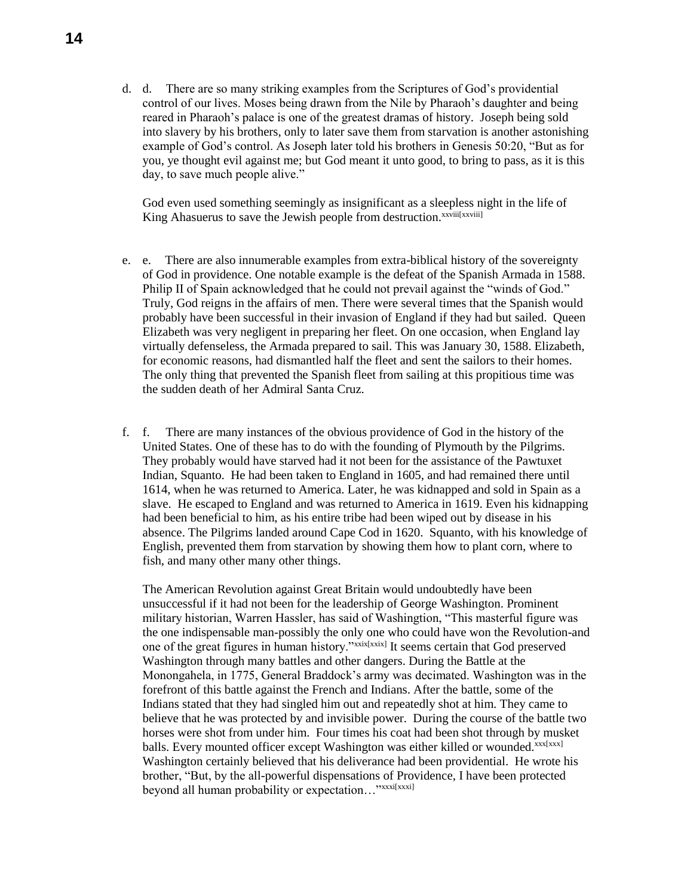d. d. There are so many striking examples from the Scriptures of God's providential control of our lives. Moses being drawn from the Nile by Pharaoh's daughter and being reared in Pharaoh's palace is one of the greatest dramas of history. Joseph being sold into slavery by his brothers, only to later save them from starvation is another astonishing example of God's control. As Joseph later told his brothers in Genesis 50:20, "But as for you, ye thought evil against me; but God meant it unto good, to bring to pass, as it is this day, to save much people alive."

   God even used something seemingly as insignificant as a sleepless night in the life of King Ahasuerus to save the Jewish people from destruction.[xxviii[xxviii]]

e. e. There are also innumerable examples from extra-biblical history of the sovereignty of God in providence. One notable example is the defeat of the Spanish Armada in 1588. Philip II of Spain acknowledged that he could not prevail against the "winds of God." Truly, God reigns in the affairs of men. There were several times that the Spanish would probably have been successful in their invasion of England if they had but sailed. Queen Elizabeth was very negligent in preparing her fleet. On one occasion, when England lay virtually defenseless, the Armada prepared to sail. This was January 30, 1588. Elizabeth, for economic reasons, had dismantled half the fleet and sent the sailors to their homes. The only thing that prevented the Spanish fleet from sailing at this propitious time was the sudden death of her Admiral Santa Cruz.

f. f. There are many instances of the obvious providence of God in the history of the United States. One of these has to do with the founding of Plymouth by the Pilgrims. They probably would have starved had it not been for the assistance of the Pawtuxet Indian, Squanto. He had been taken to England in 1605, and had remained there until 1614, when he was returned to America. Later, he was kidnapped and sold in Spain as a slave. He escaped to England and was returned to America in 1619. Even his kidnapping had been beneficial to him, as his entire tribe had been wiped out by disease in his absence. The Pilgrims landed around Cape Cod in 1620. Squanto, with his knowledge of English, prevented them from starvation by showing them how to plant corn, where to fish, and many other many other things.

   The American Revolution against Great Britain would undoubtedly have been unsuccessful if it had not been for the leadership of George Washington. Prominent military historian, Warren Hassler, has said of Washingtion, "This masterful figure was the one indispensable man-possibly the only one who could have won the Revolution-and one of the great figures in human history."[xxix[xxix]] It seems certain that God preserved Washington through many battles and other dangers. During the Battle at the Monongahela, in 1775, General Braddock's army was decimated. Washington was in the forefront of this battle against the French and Indians. After the battle, some of the Indians stated that they had singled him out and repeatedly shot at him. They came to believe that he was protected by and invisible power. During the course of the battle two horses were shot from under him. Four times his coat had been shot through by musket balls. Every mounted officer except Washington was either killed or wounded.[xxx[xxx]] Washington certainly believed that his deliverance had been providential. He wrote his brother, "But, by the all-powerful dispensations of Providence, I have been protected beyond all human probability or expectation…"[xxxi[xxxi]]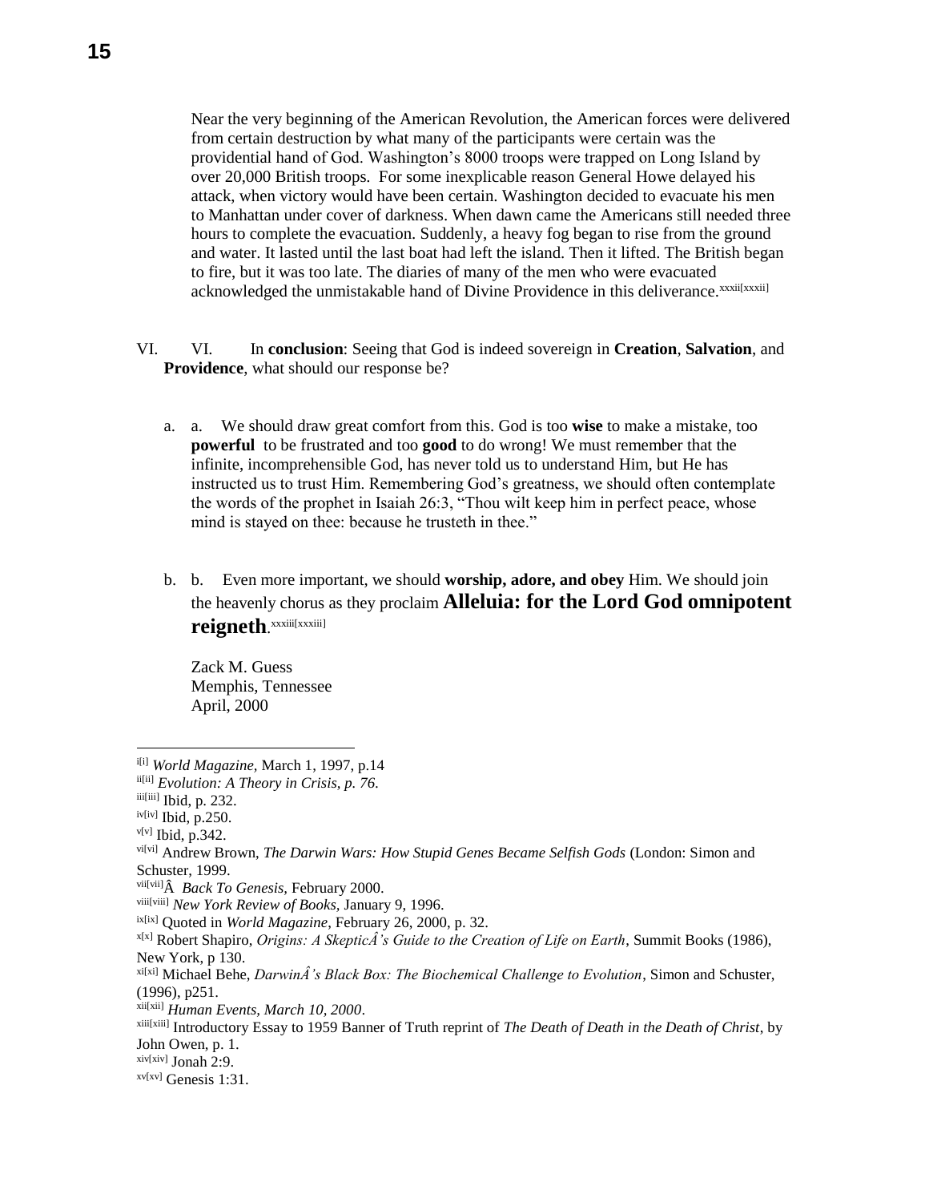Near the very beginning of the American Revolution, the American forces were delivered from certain destruction by what many of the participants were certain was the providential hand of God. Washington's 8000 troops were trapped on Long Island by over 20,000 British troops. For some inexplicable reason General Howe delayed his attack, when victory would have been certain. Washington decided to evacuate his men to Manhattan under cover of darkness. When dawn came the Americans still needed three hours to complete the evacuation. Suddenly, a heavy fog began to rise from the ground and water. It lasted until the last boat had left the island. Then it lifted. The British began to fire, but it was too late. The diaries of many of the men who were evacuated acknowledged the unmistakable hand of Divine Providence in this deliverance.[xxxii[xxxii]]

VI. VI. In **conclusion**: Seeing that God is indeed sovereign in **Creation**, **Salvation**, and **Providence**, what should our response be?

a. a. We should draw great comfort from this. God is too **wise** to make a mistake, too **powerful** to be frustrated and too **good** to do wrong! We must remember that the infinite, incomprehensible God, has never told us to understand Him, but He has instructed us to trust Him. Remembering God's greatness, we should often contemplate the words of the prophet in Isaiah 26:3, "Thou wilt keep him in perfect peace, whose mind is stayed on thee: because he trusteth in thee."

b. b. Even more important, we should **worship, adore, and obey** Him. We should join the heavenly chorus as they proclaim **Alleluia: for the Lord God omnipotent reigneth**.[xxxiii[xxxiii]]

Zack M. Guess
Memphis, Tennessee
April, 2000

---

[i[i]] *World Magazine*, March 1, 1997, p.14

[ii[ii]] *Evolution: A Theory in Crisis, p. 76.*

[iii[iii]] Ibid, p. 232.

[iv[iv]] Ibid, p.250.

[v[v]] Ibid, p.342.

[vi[vi]] Andrew Brown, *The Darwin Wars: How Stupid Genes Became Selfish Gods* (London: Simon and Schuster, 1999.

[vii[vii]] Â *Back To Genesis,* February 2000.

[viii[viii]] *New York Review of Books*, January 9, 1996.

[ix[ix]] Quoted in *World Magazine*, February 26, 2000, p. 32.

[x[x]] Robert Shapiro, *Origins: A SkepticÂ's Guide to the Creation of Life on Earth*, Summit Books (1986), New York, p 130.

[xi[xi]] Michael Behe, *DarwinÂ's Black Box: The Biochemical Challenge to Evolution*, Simon and Schuster, (1996), p251.

[xii[xii]] *Human Events, March 10, 2000*.

[xiii[xiii]] Introductory Essay to 1959 Banner of Truth reprint of *The Death of Death in the Death of Christ*, by John Owen, p. 1.

[xiv[xiv]] Jonah 2:9.

[xv[xv]] Genesis 1:31.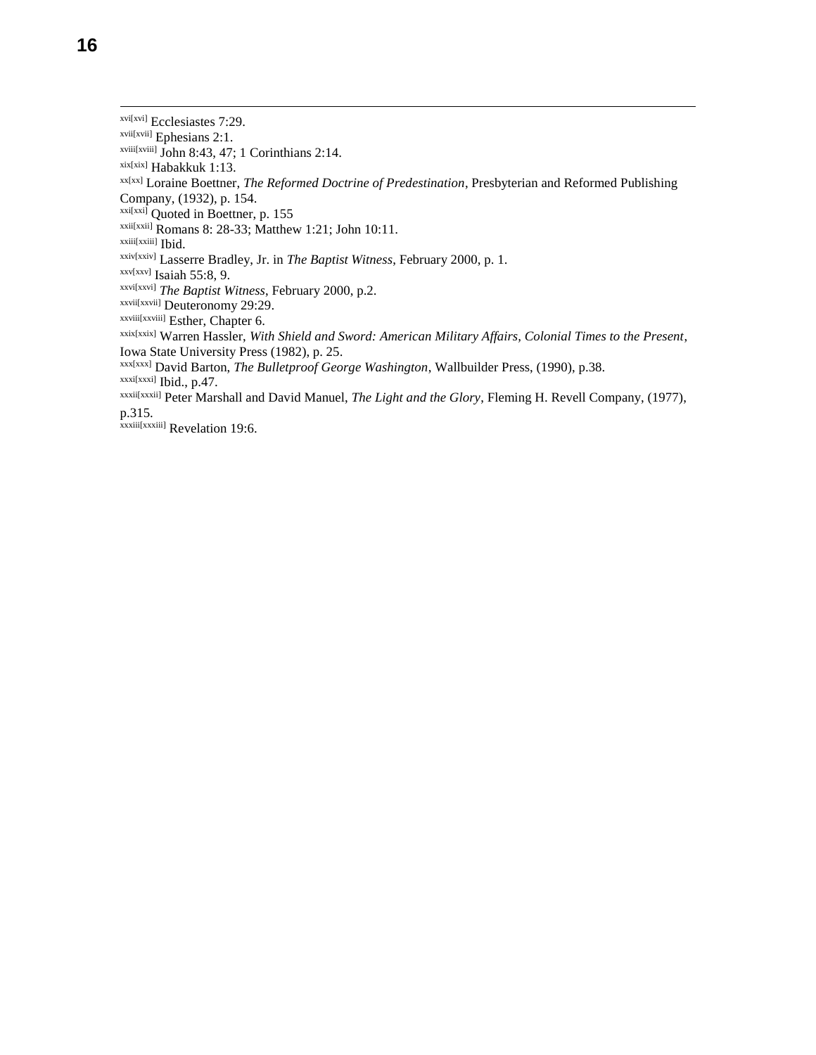---

[xvi][xvi] Ecclesiastes 7:29.
[xvii][xvii] Ephesians 2:1.
[xviii][xviii] John 8:43, 47; 1 Corinthians 2:14.
[xix][xix] Habakkuk 1:13.
[xx][xx] Loraine Boettner, *The Reformed Doctrine of Predestination*, Presbyterian and Reformed Publishing Company, (1932), p. 154.
[xxi][xxi] Quoted in Boettner, p. 155
[xxii][xxii] Romans 8: 28-33; Matthew 1:21; John 10:11.
[xxiii][xxiii] Ibid.
[xxiv][xxiv] Lasserre Bradley, Jr. in *The Baptist Witness*, February 2000, p. 1.
[xxv][xxv] Isaiah 55:8, 9.
[xxvi][xxvi] *The Baptist Witness*, February 2000, p.2.
[xxvii][xxvii] Deuteronomy 29:29.
[xxviii][xxviii] Esther, Chapter 6.
[xxix][xxix] Warren Hassler, *With Shield and Sword: American Military Affairs, Colonial Times to the Present*, Iowa State University Press (1982), p. 25.
[xxx][xxx] David Barton, *The Bulletproof George Washington*, Wallbuilder Press, (1990), p.38.
[xxxi][xxxi] Ibid., p.47.
[xxxii][xxxii] Peter Marshall and David Manuel, *The Light and the Glory*, Fleming H. Revell Company, (1977), p.315.
[xxxiii][xxxiii] Revelation 19:6.